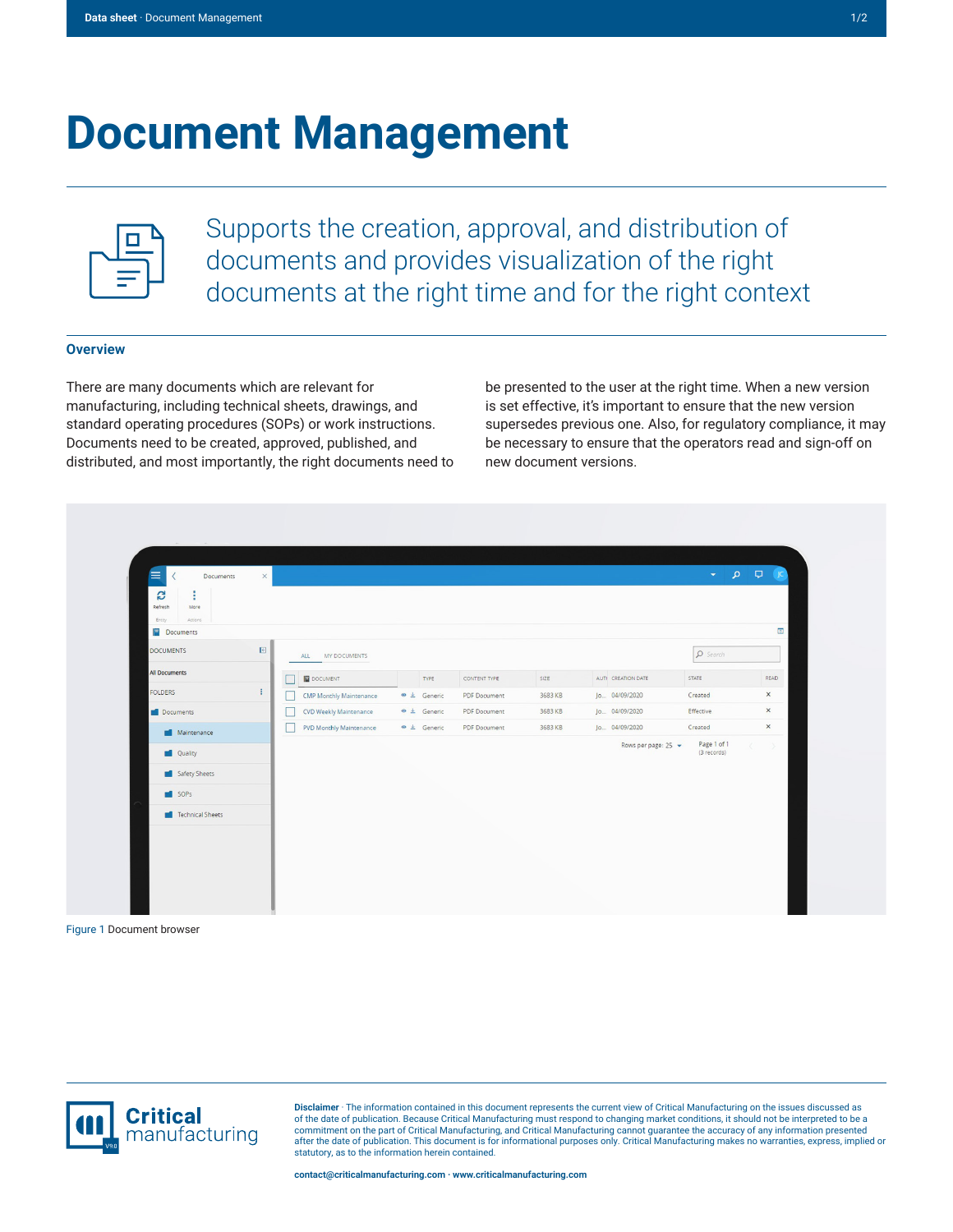# Document Management

Supports the creation, approval, and distribution of documents and provides visualization of the right documents at the right time and for the right context

## Overview

There are many documents which are relevant for manufacturing, including technical sheets, drawings, and standard operating procedures (SOPs) or work instructions. Documents need to be created, approved, published, and distributed, and most importantly, the right documents need to be presented to the user at the right time. When a new version is set effective, it's important to ensure that the new version supersedes previous one. Also, for regulatory compliance, it may be necessary to ensure that the operators read and sign-off on new document versions.

Figure 1 Document browser

**Disclaimer** · The information contained in this document represents the current view of Critical Manufacturing on the issues discussed as of the date of publication. Because Critical Manufacturing must respond to changing market conditions, it should not be interpreted to be a commitment on the part of Critical Manufacturing, and Critical Manufacturing cannot guarantee the accuracy of any information presented after the date of publication. This document is for informational purposes only. Critical Manufacturing makes no warranties, express, implied or statutory, as to the information herein contained.

**contact@criticalmanufacturing.com · www.criticalmanufacturing.com**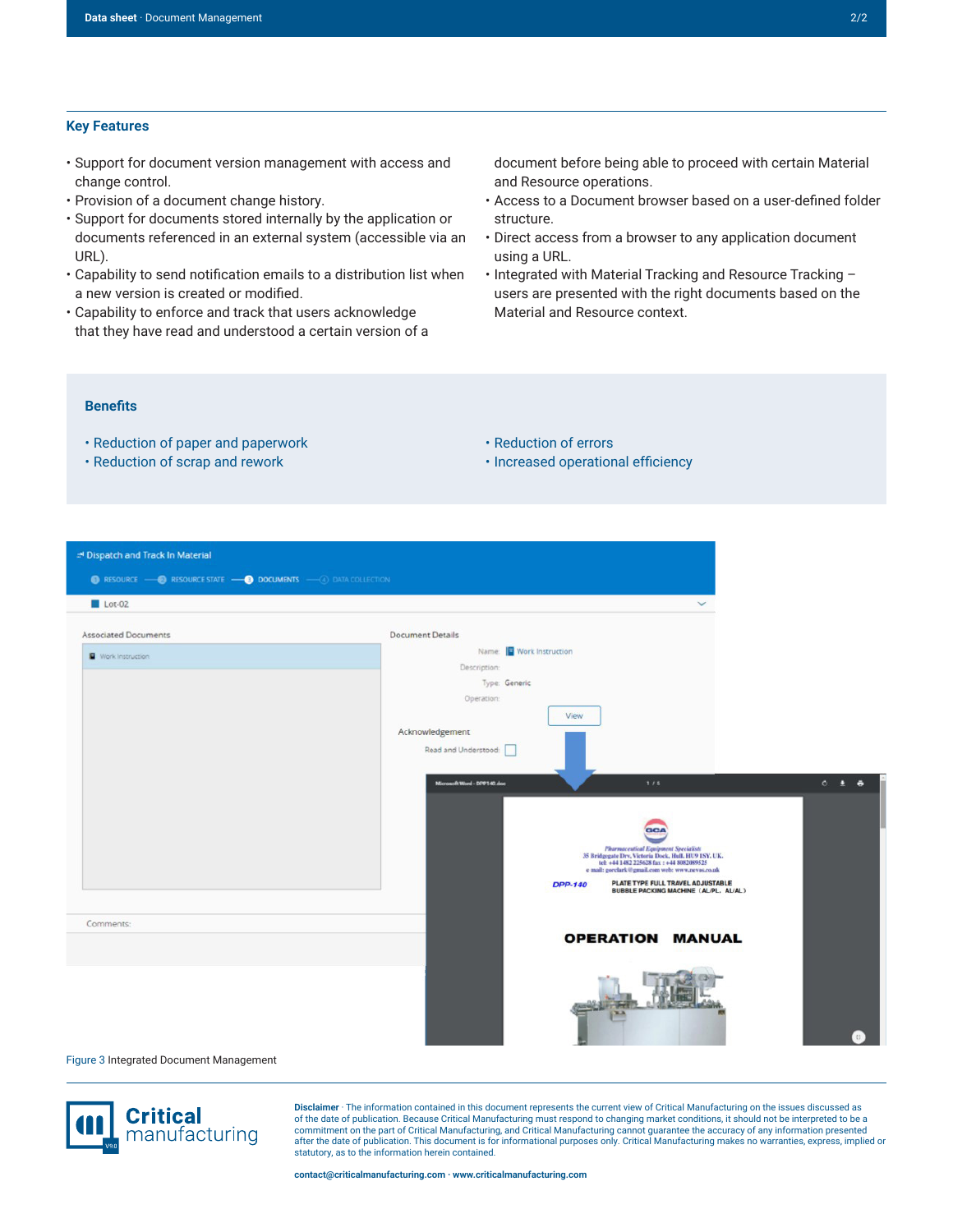## Key Features

- Support for document version management with access and change control.
- Provision of a document change history.
- Support for documents stored internally by the application or documents referenced in an external system (accessible via an URL).
- Capability to send notification emails to a distribution list when a new version is created or modified.
- Capability to enforce and track that users acknowledge that they have read and understood a certain version of a document before being able to proceed with certain Material and Resource operations.
- Access to a Document browser based on a user-defined folder structure.
- Direct access from a browser to any application document using a URL.
- Integrated with Material Tracking and Resource Tracking – users are presented with the right documents based on the Material and Resource context.

## Benefits

- Reduction of paper and paperwork
- Reduction of scrap and rework
- Reduction of errors
- Increased operational efficiency

Figure 3 Integrated Document Management

**Disclaimer** · The information contained in this document represents the current view of Critical Manufacturing on the issues discussed as of the date of publication. Because Critical Manufacturing must respond to changing market conditions, it should not be interpreted to be a commitment on the part of Critical Manufacturing, and Critical Manufacturing cannot guarantee the accuracy of any information presented after the date of publication. This document is for informational purposes only. Critical Manufacturing makes no warranties, express, implied or statutory, as to the information herein contained.

contact@criticalmanufacturing.com · www.criticalmanufacturing.com